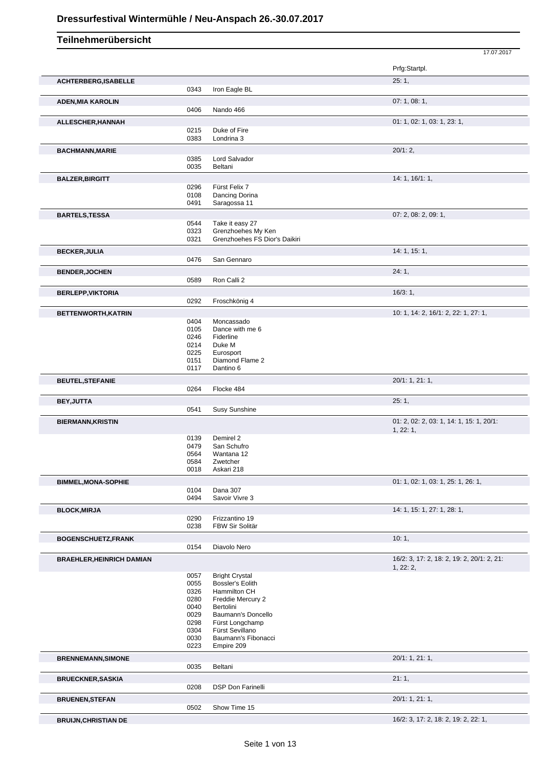# Dressurfestival Wintermühle / Neu-Anspach 26.-30.07.2017

## Teilnehmerübersicht

17.07.2017

| Teilnehmer | Nr. | Pferd | Prfg:Startpl. |
|---|---|---|---|
| **ACHTERBERG,ISABELLE** | | | 25: 1, |
| | 0343 | Iron Eagle BL | |
| **ADEN,MIA KAROLIN** | | | 07: 1, 08: 1, |
| | 0406 | Nando 466 | |
| **ALLESCHER,HANNAH** | | | 01: 1, 02: 1, 03: 1, 23: 1, |
| | 0215 | Duke of Fire | |
| | 0383 | Londrina 3 | |
| **BACHMANN,MARIE** | | | 20/1: 2, |
| | 0385 | Lord Salvador | |
| | 0035 | Beltani | |
| **BALZER,BIRGITT** | | | 14: 1, 16/1: 1, |
| | 0296 | Fürst Felix 7 | |
| | 0108 | Dancing Dorina | |
| | 0491 | Saragossa 11 | |
| **BARTELS,TESSA** | | | 07: 2, 08: 2, 09: 1, |
| | 0544 | Take it easy 27 | |
| | 0323 | Grenzhoehes My Ken | |
| | 0321 | Grenzhoehes FS Dior's Daikiri | |
| **BECKER,JULIA** | | | 14: 1, 15: 1, |
| | 0476 | San Gennaro | |
| **BENDER,JOCHEN** | | | 24: 1, |
| | 0589 | Ron Calli 2 | |
| **BERLEPP,VIKTORIA** | | | 16/3: 1, |
| | 0292 | Froschkönig 4 | |
| **BETTENWORTH,KATRIN** | | | 10: 1, 14: 2, 16/1: 2, 22: 1, 27: 1, |
| | 0404 | Moncassado | |
| | 0105 | Dance with me 6 | |
| | 0246 | Fiderline | |
| | 0214 | Duke M | |
| | 0225 | Eurosport | |
| | 0151 | Diamond Flame 2 | |
| | 0117 | Dantino 6 | |
| **BEUTEL,STEFANIE** | | | 20/1: 1, 21: 1, |
| | 0264 | Flocke 484 | |
| **BEY,JUTTA** | | | 25: 1, |
| | 0541 | Susy Sunshine | |
| **BIERMANN,KRISTIN** | | | 01: 2, 02: 2, 03: 1, 14: 1, 15: 1, 20/1: 1, 22: 1, |
| | 0139 | Demirel 2 | |
| | 0479 | San Schufro | |
| | 0564 | Wantana 12 | |
| | 0584 | Zwetcher | |
| | 0018 | Askari 218 | |
| **BIMMEL,MONA-SOPHIE** | | | 01: 1, 02: 1, 03: 1, 25: 1, 26: 1, |
| | 0104 | Dana 307 | |
| | 0494 | Savoir Vivre 3 | |
| **BLOCK,MIRJA** | | | 14: 1, 15: 1, 27: 1, 28: 1, |
| | 0290 | Frizzantino 19 | |
| | 0238 | FBW Sir Solitär | |
| **BOGENSCHUETZ,FRANK** | | | 10: 1, |
| | 0154 | Diavolo Nero | |
| **BRAEHLER,HEINRICH DAMIAN** | | | 16/2: 3, 17: 2, 18: 2, 19: 2, 20/1: 2, 21: 1, 22: 2, |
| | 0057 | Bright Crystal | |
| | 0055 | Bossler's Eolith | |
| | 0326 | Hammilton CH | |
| | 0280 | Freddie Mercury 2 | |
| | 0040 | Bertolini | |
| | 0029 | Baumann's Doncello | |
| | 0298 | Fürst Longchamp | |
| | 0304 | Fürst Sevillano | |
| | 0030 | Baumann's Fibonacci | |
| | 0223 | Empire 209 | |
| **BRENNEMANN,SIMONE** | | | 20/1: 1, 21: 1, |
| | 0035 | Beltani | |
| **BRUECKNER,SASKIA** | | | 21: 1, |
| | 0208 | DSP Don Farinelli | |
| **BRUENEN,STEFAN** | | | 20/1: 1, 21: 1, |
| | 0502 | Show Time 15 | |
| **BRUIJN,CHRISTIAN DE** | | | 16/2: 3, 17: 2, 18: 2, 19: 2, 22: 1, |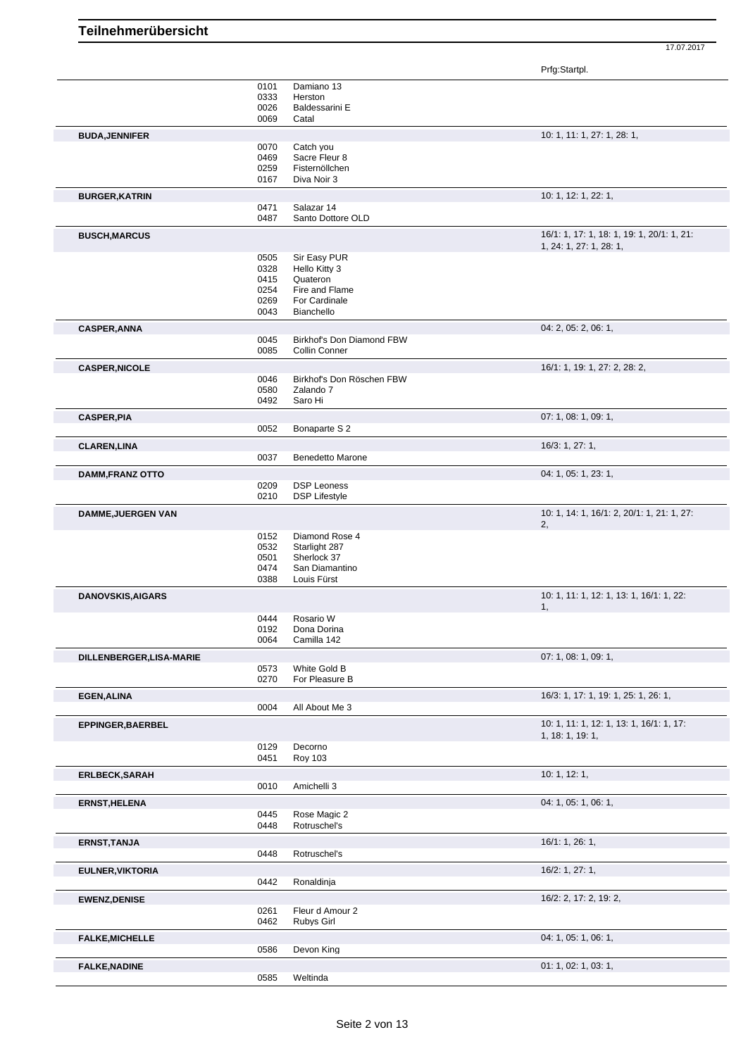# Teilnehmerübersicht

17.07.2017

| Teilnehmer | Nr. | Pferd | Prfg:Startpl. |
|---|---|---|---|
| | 0101 | Damiano 13 | |
| | 0333 | Herston | |
| | 0026 | Baldessarini E | |
| | 0069 | Catal | |
| **BUDA,JENNIFER** | | | 10: 1, 11: 1, 27: 1, 28: 1, |
| | 0070 | Catch you | |
| | 0469 | Sacre Fleur 8 | |
| | 0259 | Fisternöllchen | |
| | 0167 | Diva Noir 3 | |
| **BURGER,KATRIN** | | | 10: 1, 12: 1, 22: 1, |
| | 0471 | Salazar 14 | |
| | 0487 | Santo Dottore OLD | |
| **BUSCH,MARCUS** | | | 16/1: 1, 17: 1, 18: 1, 19: 1, 20/1: 1, 21: 1, 24: 1, 27: 1, 28: 1, |
| | 0505 | Sir Easy PUR | |
| | 0328 | Hello Kitty 3 | |
| | 0415 | Quateron | |
| | 0254 | Fire and Flame | |
| | 0269 | For Cardinale | |
| | 0043 | Bianchello | |
| **CASPER,ANNA** | | | 04: 2, 05: 2, 06: 1, |
| | 0045 | Birkhof's Don Diamond FBW | |
| | 0085 | Collin Conner | |
| **CASPER,NICOLE** | | | 16/1: 1, 19: 1, 27: 2, 28: 2, |
| | 0046 | Birkhof's Don Röschen FBW | |
| | 0580 | Zalando 7 | |
| | 0492 | Saro Hi | |
| **CASPER,PIA** | | | 07: 1, 08: 1, 09: 1, |
| | 0052 | Bonaparte S 2 | |
| **CLAREN,LINA** | | | 16/3: 1, 27: 1, |
| | 0037 | Benedetto Marone | |
| **DAMM,FRANZ OTTO** | | | 04: 1, 05: 1, 23: 1, |
| | 0209 | DSP Leoness | |
| | 0210 | DSP Lifestyle | |
| **DAMME,JUERGEN VAN** | | | 10: 1, 14: 1, 16/1: 2, 20/1: 1, 21: 1, 27: 2, |
| | 0152 | Diamond Rose 4 | |
| | 0532 | Starlight 287 | |
| | 0501 | Sherlock 37 | |
| | 0474 | San Diamantino | |
| | 0388 | Louis Fürst | |
| **DANOVSKIS,AIGARS** | | | 10: 1, 11: 1, 12: 1, 13: 1, 16/1: 1, 22: 1, |
| | 0444 | Rosario W | |
| | 0192 | Dona Dorina | |
| | 0064 | Camilla 142 | |
| **DILLENBERGER,LISA-MARIE** | | | 07: 1, 08: 1, 09: 1, |
| | 0573 | White Gold B | |
| | 0270 | For Pleasure B | |
| **EGEN,ALINA** | | | 16/3: 1, 17: 1, 19: 1, 25: 1, 26: 1, |
| | 0004 | All About Me 3 | |
| **EPPINGER,BAERBEL** | | | 10: 1, 11: 1, 12: 1, 13: 1, 16/1: 1, 17: 1, 18: 1, 19: 1, |
| | 0129 | Decorno | |
| | 0451 | Roy 103 | |
| **ERLBECK,SARAH** | | | 10: 1, 12: 1, |
| | 0010 | Amichelli 3 | |
| **ERNST,HELENA** | | | 04: 1, 05: 1, 06: 1, |
| | 0445 | Rose Magic 2 | |
| | 0448 | Rotruschel's | |
| **ERNST,TANJA** | | | 16/1: 1, 26: 1, |
| | 0448 | Rotruschel's | |
| **EULNER,VIKTORIA** | | | 16/2: 1, 27: 1, |
| | 0442 | Ronaldinja | |
| **EWENZ,DENISE** | | | 16/2: 2, 17: 2, 19: 2, |
| | 0261 | Fleur d Amour 2 | |
| | 0462 | Rubys Girl | |
| **FALKE,MICHELLE** | | | 04: 1, 05: 1, 06: 1, |
| | 0586 | Devon King | |
| **FALKE,NADINE** | | | 01: 1, 02: 1, 03: 1, |
| | 0585 | Weltinda | |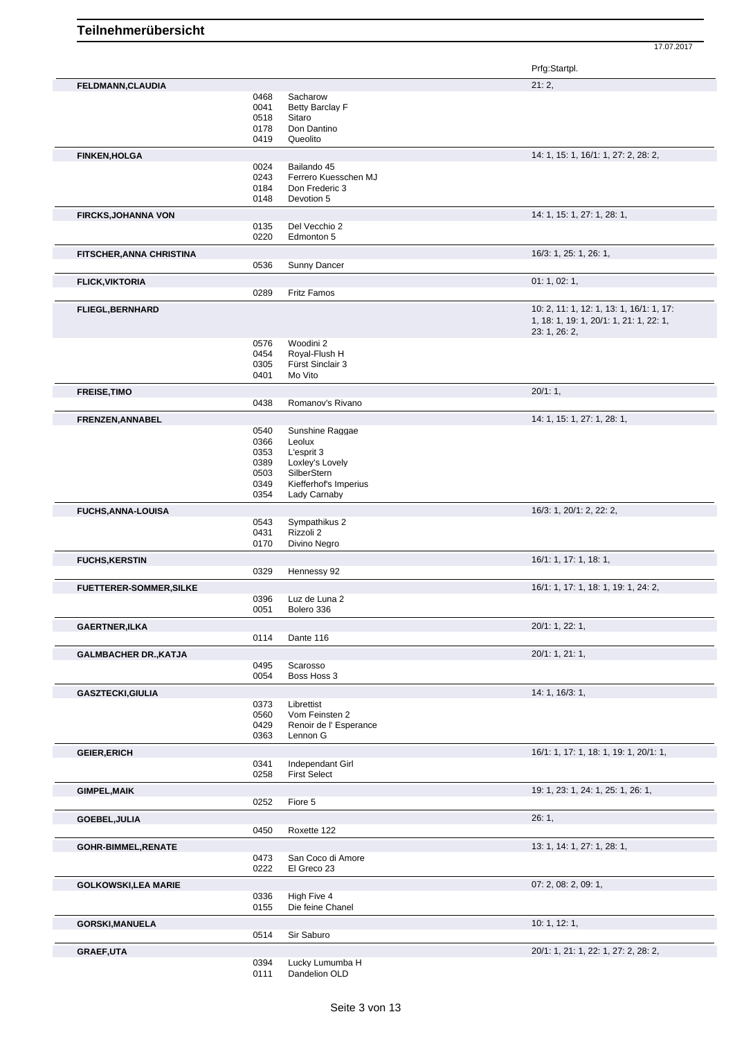# Teilnehmerübersicht

17.07.2017

| Name | Nr. | Pferd | Prfg:Startpl. |
|---|---|---|---|
| **FELDMANN,CLAUDIA** | | | 21: 2, |
| | 0468 | Sacharow | |
| | 0041 | Betty Barclay F | |
| | 0518 | Sitaro | |
| | 0178 | Don Dantino | |
| | 0419 | Queolito | |
| **FINKEN,HOLGA** | | | 14: 1, 15: 1, 16/1: 1, 27: 2, 28: 2, |
| | 0024 | Bailando 45 | |
| | 0243 | Ferrero Kuesschen MJ | |
| | 0184 | Don Frederic 3 | |
| | 0148 | Devotion 5 | |
| **FIRCKS,JOHANNA VON** | | | 14: 1, 15: 1, 27: 1, 28: 1, |
| | 0135 | Del Vecchio 2 | |
| | 0220 | Edmonton 5 | |
| **FITSCHER,ANNA CHRISTINA** | | | 16/3: 1, 25: 1, 26: 1, |
| | 0536 | Sunny Dancer | |
| **FLICK,VIKTORIA** | | | 01: 1, 02: 1, |
| | 0289 | Fritz Famos | |
| **FLIEGL,BERNHARD** | | | 10: 2, 11: 1, 12: 1, 13: 1, 16/1: 1, 17: 1, 18: 1, 19: 1, 20/1: 1, 21: 1, 22: 1, 23: 1, 26: 2, |
| | 0576 | Woodini 2 | |
| | 0454 | Royal-Flush H | |
| | 0305 | Fürst Sinclair 3 | |
| | 0401 | Mo Vito | |
| **FREISE,TIMO** | | | 20/1: 1, |
| | 0438 | Romanov's Rivano | |
| **FRENZEN,ANNABEL** | | | 14: 1, 15: 1, 27: 1, 28: 1, |
| | 0540 | Sunshine Raggae | |
| | 0366 | Leolux | |
| | 0353 | L'esprit 3 | |
| | 0389 | Loxley's Lovely | |
| | 0503 | SilberStern | |
| | 0349 | Kiefferhof's Imperius | |
| | 0354 | Lady Carnaby | |
| **FUCHS,ANNA-LOUISA** | | | 16/3: 1, 20/1: 2, 22: 2, |
| | 0543 | Sympathikus 2 | |
| | 0431 | Rizzoli 2 | |
| | 0170 | Divino Negro | |
| **FUCHS,KERSTIN** | | | 16/1: 1, 17: 1, 18: 1, |
| | 0329 | Hennessy 92 | |
| **FUETTERER-SOMMER,SILKE** | | | 16/1: 1, 17: 1, 18: 1, 19: 1, 24: 2, |
| | 0396 | Luz de Luna 2 | |
| | 0051 | Bolero 336 | |
| **GAERTNER,ILKA** | | | 20/1: 1, 22: 1, |
| | 0114 | Dante 116 | |
| **GALMBACHER DR.,KATJA** | | | 20/1: 1, 21: 1, |
| | 0495 | Scarosso | |
| | 0054 | Boss Hoss 3 | |
| **GASZTECKI,GIULIA** | | | 14: 1, 16/3: 1, |
| | 0373 | Librettist | |
| | 0560 | Vom Feinsten 2 | |
| | 0429 | Renoir de l' Esperance | |
| | 0363 | Lennon G | |
| **GEIER,ERICH** | | | 16/1: 1, 17: 1, 18: 1, 19: 1, 20/1: 1, |
| | 0341 | Independant Girl | |
| | 0258 | First Select | |
| **GIMPEL,MAIK** | | | 19: 1, 23: 1, 24: 1, 25: 1, 26: 1, |
| | 0252 | Fiore 5 | |
| **GOEBEL,JULIA** | | | 26: 1, |
| | 0450 | Roxette 122 | |
| **GOHR-BIMMEL,RENATE** | | | 13: 1, 14: 1, 27: 1, 28: 1, |
| | 0473 | San Coco di Amore | |
| | 0222 | El Greco 23 | |
| **GOLKOWSKI,LEA MARIE** | | | 07: 2, 08: 2, 09: 1, |
| | 0336 | High Five 4 | |
| | 0155 | Die feine Chanel | |
| **GORSKI,MANUELA** | | | 10: 1, 12: 1, |
| | 0514 | Sir Saburo | |
| **GRAEF,UTA** | | | 20/1: 1, 21: 1, 22: 1, 27: 2, 28: 2, |
| | 0394 | Lucky Lumumba H | |
| | 0111 | Dandelion OLD | |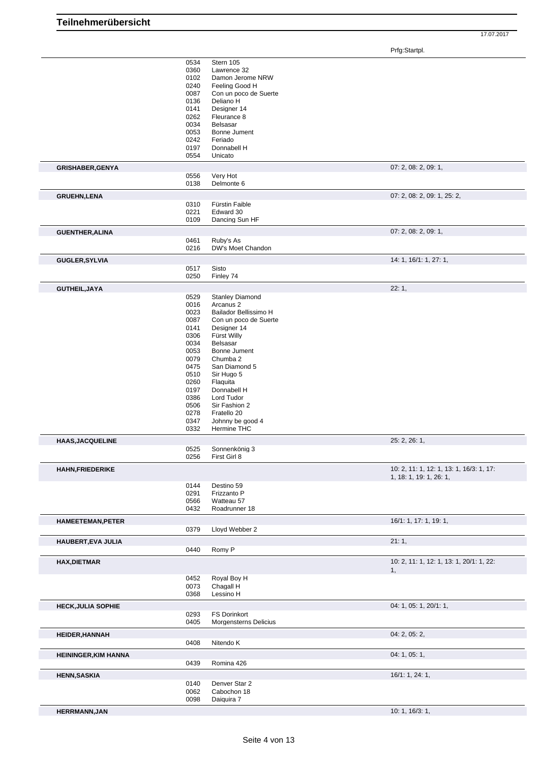# Teilnehmerübersicht

17.07.2017

| | | | Prfg:Startpl. |
|---|---|---|---|
| | 0534 | Stern 105 | |
| | 0360 | Lawrence 32 | |
| | 0102 | Damon Jerome NRW | |
| | 0240 | Feeling Good H | |
| | 0087 | Con un poco de Suerte | |
| | 0136 | Deliano H | |
| | 0141 | Designer 14 | |
| | 0262 | Fleurance 8 | |
| | 0034 | Belsasar | |
| | 0053 | Bonne Jument | |
| | 0242 | Feriado | |
| | 0197 | Donnabell H | |
| | 0554 | Unicato | |
| **GRISHABER,GENYA** | | | 07: 2, 08: 2, 09: 1, |
| | 0556 | Very Hot | |
| | 0138 | Delmonte 6 | |
| **GRUEHN,LENA** | | | 07: 2, 08: 2, 09: 1, 25: 2, |
| | 0310 | Fürstin Faible | |
| | 0221 | Edward 30 | |
| | 0109 | Dancing Sun HF | |
| **GUENTHER,ALINA** | | | 07: 2, 08: 2, 09: 1, |
| | 0461 | Ruby's As | |
| | 0216 | DW's Moet Chandon | |
| **GUGLER,SYLVIA** | | | 14: 1, 16/1: 1, 27: 1, |
| | 0517 | Sisto | |
| | 0250 | Finley 74 | |
| **GUTHEIL,JAYA** | | | 22: 1, |
| | 0529 | Stanley Diamond | |
| | 0016 | Arcanus 2 | |
| | 0023 | Bailador Bellissimo H | |
| | 0087 | Con un poco de Suerte | |
| | 0141 | Designer 14 | |
| | 0306 | Fürst Willy | |
| | 0034 | Belsasar | |
| | 0053 | Bonne Jument | |
| | 0079 | Chumba 2 | |
| | 0475 | San Diamond 5 | |
| | 0510 | Sir Hugo 5 | |
| | 0260 | Flaquita | |
| | 0197 | Donnabell H | |
| | 0386 | Lord Tudor | |
| | 0506 | Sir Fashion 2 | |
| | 0278 | Fratello 20 | |
| | 0347 | Johnny be good 4 | |
| | 0332 | Hermine THC | |
| **HAAS,JACQUELINE** | | | 25: 2, 26: 1, |
| | 0525 | Sonnenkönig 3 | |
| | 0256 | First Girl 8 | |
| **HAHN,FRIEDERIKE** | | | 10: 2, 11: 1, 12: 1, 13: 1, 16/3: 1, 17: 1, 18: 1, 19: 1, 26: 1, |
| | 0144 | Destino 59 | |
| | 0291 | Frizzanto P | |
| | 0566 | Watteau 57 | |
| | 0432 | Roadrunner 18 | |
| **HAMEETEMAN,PETER** | | | 16/1: 1, 17: 1, 19: 1, |
| | 0379 | Lloyd Webber 2 | |
| **HAUBERT,EVA JULIA** | | | 21: 1, |
| | 0440 | Romy P | |
| **HAX,DIETMAR** | | | 10: 2, 11: 1, 12: 1, 13: 1, 20/1: 1, 22: 1, |
| | 0452 | Royal Boy H | |
| | 0073 | Chagall H | |
| | 0368 | Lessino H | |
| **HECK,JULIA SOPHIE** | | | 04: 1, 05: 1, 20/1: 1, |
| | 0293 | FS Dorinkort | |
| | 0405 | Morgensterns Delicius | |
| **HEIDER,HANNAH** | | | 04: 2, 05: 2, |
| | 0408 | Nitendo K | |
| **HEININGER,KIM HANNA** | | | 04: 1, 05: 1, |
| | 0439 | Romina 426 | |
| **HENN,SASKIA** | | | 16/1: 1, 24: 1, |
| | 0140 | Denver Star 2 | |
| | 0062 | Cabochon 18 | |
| | 0098 | Daiquira 7 | |
| **HERRMANN,JAN** | | | 10: 1, 16/3: 1, |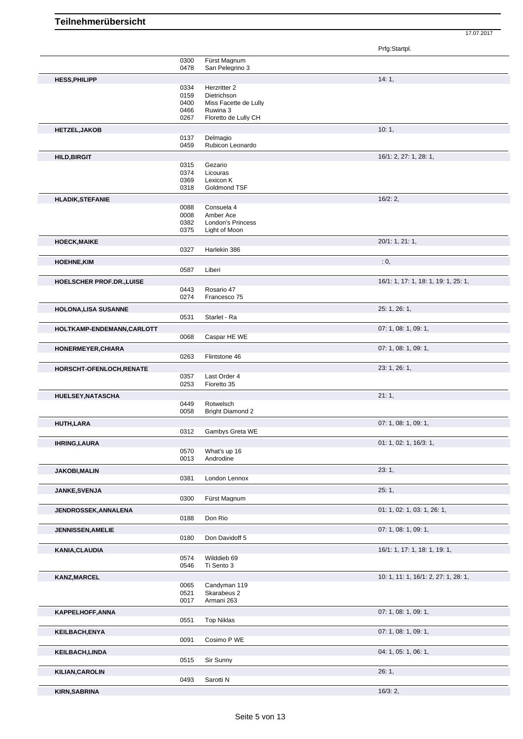# Teilnehmerübersicht

17.07.2017

| | | | Prfg:Startpl. |
|---|---|---|---|
| | 0300 | Fürst Magnum | |
| | 0478 | San Pelegrino 3 | |
| **HESS,PHILIPP** | | | 14: 1, |
| | 0334 | Herzritter 2 | |
| | 0159 | Dietrichson | |
| | 0400 | Miss Facette de Lully | |
| | 0466 | Ruwina 3 | |
| | 0267 | Floretto de Lully CH | |
| **HETZEL,JAKOB** | | | 10: 1, |
| | 0137 | Delmagio | |
| | 0459 | Rubicon Leonardo | |
| **HILD,BIRGIT** | | | 16/1: 2, 27: 1, 28: 1, |
| | 0315 | Gezario | |
| | 0374 | Licouras | |
| | 0369 | Lexicon K | |
| | 0318 | Goldmond TSF | |
| **HLADIK,STEFANIE** | | | 16/2: 2, |
| | 0088 | Consuela 4 | |
| | 0008 | Amber Ace | |
| | 0382 | London's Princess | |
| | 0375 | Light of Moon | |
| **HOECK,MAIKE** | | | 20/1: 1, 21: 1, |
| | 0327 | Harlekin 386 | |
| **HOEHNE,KIM** | | | : 0, |
| | 0587 | Liberi | |
| **HOELSCHER PROF.DR.,LUISE** | | | 16/1: 1, 17: 1, 18: 1, 19: 1, 25: 1, |
| | 0443 | Rosario 47 | |
| | 0274 | Francesco 75 | |
| **HOLONA,LISA SUSANNE** | | | 25: 1, 26: 1, |
| | 0531 | Starlet - Ra | |
| **HOLTKAMP-ENDEMANN,CARLOTT** | | | 07: 1, 08: 1, 09: 1, |
| | 0068 | Caspar HE WE | |
| **HONERMEYER,CHIARA** | | | 07: 1, 08: 1, 09: 1, |
| | 0263 | Flintstone 46 | |
| **HORSCHT-OFENLOCH,RENATE** | | | 23: 1, 26: 1, |
| | 0357 | Last Order 4 | |
| | 0253 | Fioretto 35 | |
| **HUELSEY,NATASCHA** | | | 21: 1, |
| | 0449 | Rotwelsch | |
| | 0058 | Bright Diamond 2 | |
| **HUTH,LARA** | | | 07: 1, 08: 1, 09: 1, |
| | 0312 | Gambys Greta WE | |
| **IHRING,LAURA** | | | 01: 1, 02: 1, 16/3: 1, |
| | 0570 | What's up 16 | |
| | 0013 | Androdine | |
| **JAKOBI,MALIN** | | | 23: 1, |
| | 0381 | London Lennox | |
| **JANKE,SVENJA** | | | 25: 1, |
| | 0300 | Fürst Magnum | |
| **JENDROSSEK,ANNALENA** | | | 01: 1, 02: 1, 03: 1, 26: 1, |
| | 0188 | Don Rio | |
| **JENNISSEN,AMELIE** | | | 07: 1, 08: 1, 09: 1, |
| | 0180 | Don Davidoff 5 | |
| **KANIA,CLAUDIA** | | | 16/1: 1, 17: 1, 18: 1, 19: 1, |
| | 0574 | Wilddieb 69 | |
| | 0546 | Ti Sento 3 | |
| **KANZ,MARCEL** | | | 10: 1, 11: 1, 16/1: 2, 27: 1, 28: 1, |
| | 0065 | Candyman 119 | |
| | 0521 | Skarabeus 2 | |
| | 0017 | Armani 263 | |
| **KAPPELHOFF,ANNA** | | | 07: 1, 08: 1, 09: 1, |
| | 0551 | Top Niklas | |
| **KEILBACH,ENYA** | | | 07: 1, 08: 1, 09: 1, |
| | 0091 | Cosimo P WE | |
| **KEILBACH,LINDA** | | | 04: 1, 05: 1, 06: 1, |
| | 0515 | Sir Sunny | |
| **KILIAN,CAROLIN** | | | 26: 1, |
| | 0493 | Sarotti N | |
| **KIRN,SABRINA** | | | 16/3: 2, |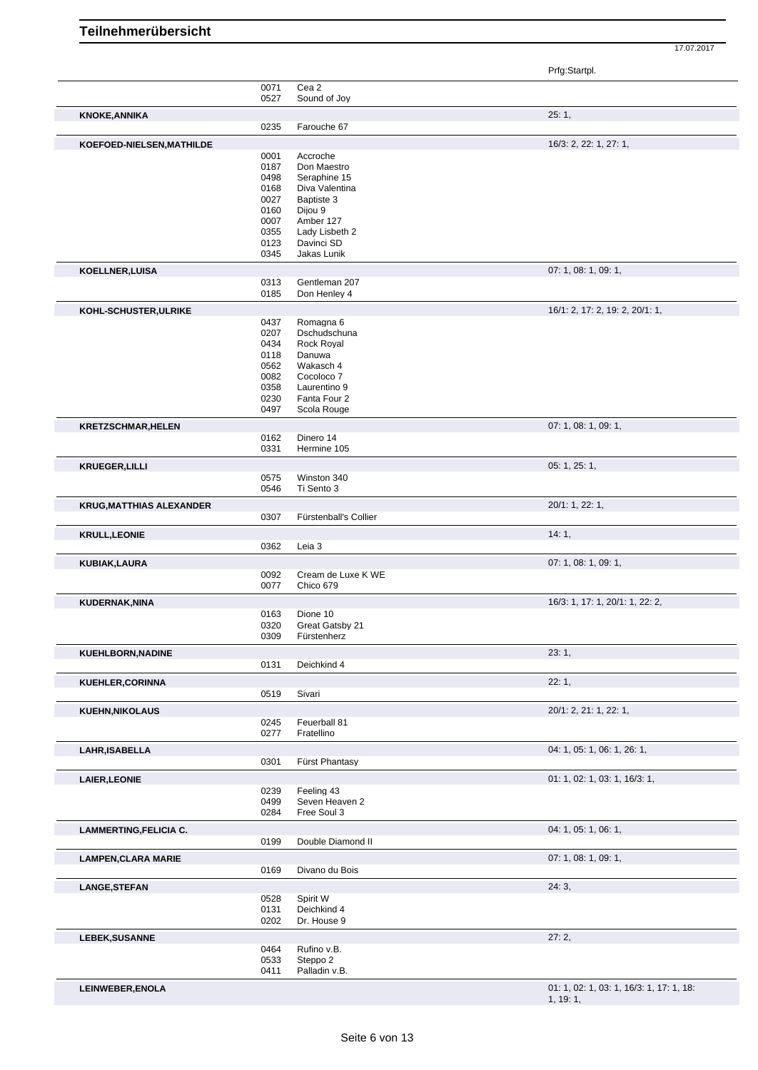# Teilnehmerübersicht

17.07.2017

| | | | Prfg:Startpl. |
|---|---|---|---|
| | 0071 | Cea 2 | |
| | 0527 | Sound of Joy | |
| **KNOKE,ANNIKA** | | | 25: 1, |
| | 0235 | Farouche 67 | |
| **KOEFOED-NIELSEN,MATHILDE** | | | 16/3: 2, 22: 1, 27: 1, |
| | 0001 | Accroche | |
| | 0187 | Don Maestro | |
| | 0498 | Seraphine 15 | |
| | 0168 | Diva Valentina | |
| | 0027 | Baptiste 3 | |
| | 0160 | Dijou 9 | |
| | 0007 | Amber 127 | |
| | 0355 | Lady Lisbeth 2 | |
| | 0123 | Davinci SD | |
| | 0345 | Jakas Lunik | |
| **KOELLNER,LUISA** | | | 07: 1, 08: 1, 09: 1, |
| | 0313 | Gentleman 207 | |
| | 0185 | Don Henley 4 | |
| **KOHL-SCHUSTER,ULRIKE** | | | 16/1: 2, 17: 2, 19: 2, 20/1: 1, |
| | 0437 | Romagna 6 | |
| | 0207 | Dschudschuna | |
| | 0434 | Rock Royal | |
| | 0118 | Danuwa | |
| | 0562 | Wakasch 4 | |
| | 0082 | Cocoloco 7 | |
| | 0358 | Laurentino 9 | |
| | 0230 | Fanta Four 2 | |
| | 0497 | Scola Rouge | |
| **KRETZSCHMAR,HELEN** | | | 07: 1, 08: 1, 09: 1, |
| | 0162 | Dinero 14 | |
| | 0331 | Hermine 105 | |
| **KRUEGER,LILLI** | | | 05: 1, 25: 1, |
| | 0575 | Winston 340 | |
| | 0546 | Ti Sento 3 | |
| **KRUG,MATTHIAS ALEXANDER** | | | 20/1: 1, 22: 1, |
| | 0307 | Fürstenball's Collier | |
| **KRULL,LEONIE** | | | 14: 1, |
| | 0362 | Leia 3 | |
| **KUBIAK,LAURA** | | | 07: 1, 08: 1, 09: 1, |
| | 0092 | Cream de Luxe K WE | |
| | 0077 | Chico 679 | |
| **KUDERNAK,NINA** | | | 16/3: 1, 17: 1, 20/1: 1, 22: 2, |
| | 0163 | Dione 10 | |
| | 0320 | Great Gatsby 21 | |
| | 0309 | Fürstenherz | |
| **KUEHLBORN,NADINE** | | | 23: 1, |
| | 0131 | Deichkind 4 | |
| **KUEHLER,CORINNA** | | | 22: 1, |
| | 0519 | Sivari | |
| **KUEHN,NIKOLAUS** | | | 20/1: 2, 21: 1, 22: 1, |
| | 0245 | Feuerball 81 | |
| | 0277 | Fratellino | |
| **LAHR,ISABELLA** | | | 04: 1, 05: 1, 06: 1, 26: 1, |
| | 0301 | Fürst Phantasy | |
| **LAIER,LEONIE** | | | 01: 1, 02: 1, 03: 1, 16/3: 1, |
| | 0239 | Feeling 43 | |
| | 0499 | Seven Heaven 2 | |
| | 0284 | Free Soul 3 | |
| **LAMMERTING,FELICIA C.** | | | 04: 1, 05: 1, 06: 1, |
| | 0199 | Double Diamond II | |
| **LAMPEN,CLARA MARIE** | | | 07: 1, 08: 1, 09: 1, |
| | 0169 | Divano du Bois | |
| **LANGE,STEFAN** | | | 24: 3, |
| | 0528 | Spirit W | |
| | 0131 | Deichkind 4 | |
| | 0202 | Dr. House 9 | |
| **LEBEK,SUSANNE** | | | 27: 2, |
| | 0464 | Rufino v.B. | |
| | 0533 | Steppo 2 | |
| | 0411 | Palladin v.B. | |
| **LEINWEBER,ENOLA** | | | 01: 1, 02: 1, 03: 1, 16/3: 1, 17: 1, 18: 1, 19: 1, |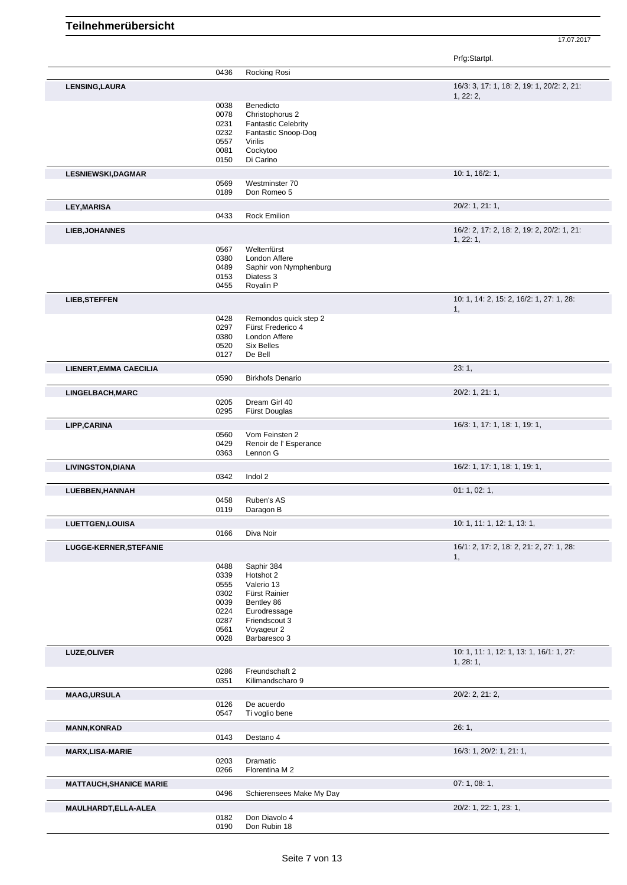# Teilnehmerübersicht

17.07.2017

| Teilnehmer | Nr. | Pferd | Prfg:Startpl. |
|---|---|---|---|
| | 0436 | Rocking Rosi | |
| **LENSING,LAURA** | | | 16/3: 3, 17: 1, 18: 2, 19: 1, 20/2: 2, 21: 1, 22: 2, |
| | 0038 | Benedicto | |
| | 0078 | Christophorus 2 | |
| | 0231 | Fantastic Celebrity | |
| | 0232 | Fantastic Snoop-Dog | |
| | 0557 | Virilis | |
| | 0081 | Cockytoo | |
| | 0150 | Di Carino | |
| **LESNIEWSKI,DAGMAR** | | | 10: 1, 16/2: 1, |
| | 0569 | Westminster 70 | |
| | 0189 | Don Romeo 5 | |
| **LEY,MARISA** | | | 20/2: 1, 21: 1, |
| | 0433 | Rock Emilion | |
| **LIEB,JOHANNES** | | | 16/2: 2, 17: 2, 18: 2, 19: 2, 20/2: 1, 21: 1, 22: 1, |
| | 0567 | Weltenfürst | |
| | 0380 | London Affere | |
| | 0489 | Saphir von Nymphenburg | |
| | 0153 | Diatess 3 | |
| | 0455 | Royalin P | |
| **LIEB,STEFFEN** | | | 10: 1, 14: 2, 15: 2, 16/2: 1, 27: 1, 28: 1, |
| | 0428 | Remondos quick step 2 | |
| | 0297 | Fürst Frederico 4 | |
| | 0380 | London Affere | |
| | 0520 | Six Belles | |
| | 0127 | De Bell | |
| **LIENERT,EMMA CAECILIA** | | | 23: 1, |
| | 0590 | Birkhofs Denario | |
| **LINGELBACH,MARC** | | | 20/2: 1, 21: 1, |
| | 0205 | Dream Girl 40 | |
| | 0295 | Fürst Douglas | |
| **LIPP,CARINA** | | | 16/3: 1, 17: 1, 18: 1, 19: 1, |
| | 0560 | Vom Feinsten 2 | |
| | 0429 | Renoir de l' Esperance | |
| | 0363 | Lennon G | |
| **LIVINGSTON,DIANA** | | | 16/2: 1, 17: 1, 18: 1, 19: 1, |
| | 0342 | Indol 2 | |
| **LUEBBEN,HANNAH** | | | 01: 1, 02: 1, |
| | 0458 | Ruben's AS | |
| | 0119 | Daragon B | |
| **LUETTGEN,LOUISA** | | | 10: 1, 11: 1, 12: 1, 13: 1, |
| | 0166 | Diva Noir | |
| **LUGGE-KERNER,STEFANIE** | | | 16/1: 2, 17: 2, 18: 2, 21: 2, 27: 1, 28: 1, |
| | 0488 | Saphir 384 | |
| | 0339 | Hotshot 2 | |
| | 0555 | Valerio 13 | |
| | 0302 | Fürst Rainier | |
| | 0039 | Bentley 86 | |
| | 0224 | Eurodressage | |
| | 0287 | Friendscout 3 | |
| | 0561 | Voyageur 2 | |
| | 0028 | Barbaresco 3 | |
| **LUZE,OLIVER** | | | 10: 1, 11: 1, 12: 1, 13: 1, 16/1: 1, 27: 1, 28: 1, |
| | 0286 | Freundschaft 2 | |
| | 0351 | Kilimandscharo 9 | |
| **MAAG,URSULA** | | | 20/2: 2, 21: 2, |
| | 0126 | De acuerdo | |
| | 0547 | Ti voglio bene | |
| **MANN,KONRAD** | | | 26: 1, |
| | 0143 | Destano 4 | |
| **MARX,LISA-MARIE** | | | 16/3: 1, 20/2: 1, 21: 1, |
| | 0203 | Dramatic | |
| | 0266 | Florentina M 2 | |
| **MATTAUCH,SHANICE MARIE** | | | 07: 1, 08: 1, |
| | 0496 | Schierensees Make My Day | |
| **MAULHARDT,ELLA-ALEA** | | | 20/2: 1, 22: 1, 23: 1, |
| | 0182 | Don Diavolo 4 | |
| | 0190 | Don Rubin 18 | |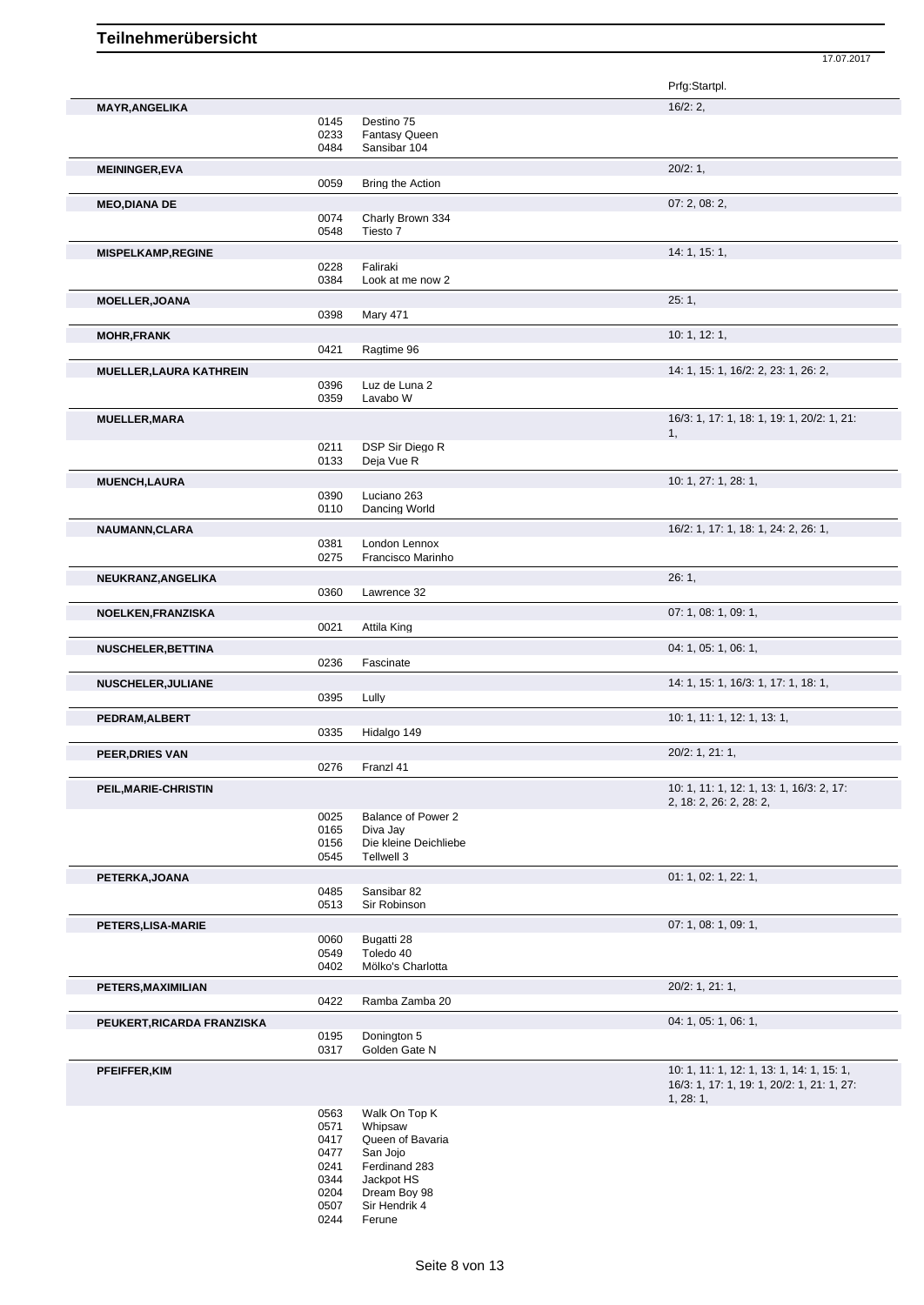# Teilnehmerübersicht

17.07.2017

| Name | Nr. | Pferd | Prfg:Startpl. |
|---|---|---|---|
| **MAYR,ANGELIKA** | | | 16/2: 2, |
| | 0145 | Destino 75 | |
| | 0233 | Fantasy Queen | |
| | 0484 | Sansibar 104 | |
| **MEININGER,EVA** | | | 20/2: 1, |
| | 0059 | Bring the Action | |
| **MEO,DIANA DE** | | | 07: 2, 08: 2, |
| | 0074 | Charly Brown 334 | |
| | 0548 | Tiesto 7 | |
| **MISPELKAMP,REGINE** | | | 14: 1, 15: 1, |
| | 0228 | Faliraki | |
| | 0384 | Look at me now 2 | |
| **MOELLER,JOANA** | | | 25: 1, |
| | 0398 | Mary 471 | |
| **MOHR,FRANK** | | | 10: 1, 12: 1, |
| | 0421 | Ragtime 96 | |
| **MUELLER,LAURA KATHREIN** | | | 14: 1, 15: 1, 16/2: 2, 23: 1, 26: 2, |
| | 0396 | Luz de Luna 2 | |
| | 0359 | Lavabo W | |
| **MUELLER,MARA** | | | 16/3: 1, 17: 1, 18: 1, 19: 1, 20/2: 1, 21: 1, |
| | 0211 | DSP Sir Diego R | |
| | 0133 | Deja Vue R | |
| **MUENCH,LAURA** | | | 10: 1, 27: 1, 28: 1, |
| | 0390 | Luciano 263 | |
| | 0110 | Dancing World | |
| **NAUMANN,CLARA** | | | 16/2: 1, 17: 1, 18: 1, 24: 2, 26: 1, |
| | 0381 | London Lennox | |
| | 0275 | Francisco Marinho | |
| **NEUKRANZ,ANGELIKA** | | | 26: 1, |
| | 0360 | Lawrence 32 | |
| **NOELKEN,FRANZISKA** | | | 07: 1, 08: 1, 09: 1, |
| | 0021 | Attila King | |
| **NUSCHELER,BETTINA** | | | 04: 1, 05: 1, 06: 1, |
| | 0236 | Fascinate | |
| **NUSCHELER,JULIANE** | | | 14: 1, 15: 1, 16/3: 1, 17: 1, 18: 1, |
| | 0395 | Lully | |
| **PEDRAM,ALBERT** | | | 10: 1, 11: 1, 12: 1, 13: 1, |
| | 0335 | Hidalgo 149 | |
| **PEER,DRIES VAN** | | | 20/2: 1, 21: 1, |
| | 0276 | Franzl 41 | |
| **PEIL,MARIE-CHRISTIN** | | | 10: 1, 11: 1, 12: 1, 13: 1, 16/3: 2, 17: 2, 18: 2, 26: 2, 28: 2, |
| | 0025 | Balance of Power 2 | |
| | 0165 | Diva Jay | |
| | 0156 | Die kleine Deichliebe | |
| | 0545 | Tellwell 3 | |
| **PETERKA,JOANA** | | | 01: 1, 02: 1, 22: 1, |
| | 0485 | Sansibar 82 | |
| | 0513 | Sir Robinson | |
| **PETERS,LISA-MARIE** | | | 07: 1, 08: 1, 09: 1, |
| | 0060 | Bugatti 28 | |
| | 0549 | Toledo 40 | |
| | 0402 | Mölko's Charlotta | |
| **PETERS,MAXIMILIAN** | | | 20/2: 1, 21: 1, |
| | 0422 | Ramba Zamba 20 | |
| **PEUKERT,RICARDA FRANZISKA** | | | 04: 1, 05: 1, 06: 1, |
| | 0195 | Donington 5 | |
| | 0317 | Golden Gate N | |
| **PFEIFFER,KIM** | | | 10: 1, 11: 1, 12: 1, 13: 1, 14: 1, 15: 1, 16/3: 1, 17: 1, 19: 1, 20/2: 1, 21: 1, 27: 1, 28: 1, |
| | 0563 | Walk On Top K | |
| | 0571 | Whipsaw | |
| | 0417 | Queen of Bavaria | |
| | 0477 | San Jojo | |
| | 0241 | Ferdinand 283 | |
| | 0344 | Jackpot HS | |
| | 0204 | Dream Boy 98 | |
| | 0507 | Sir Hendrik 4 | |
| | 0244 | Ferune | |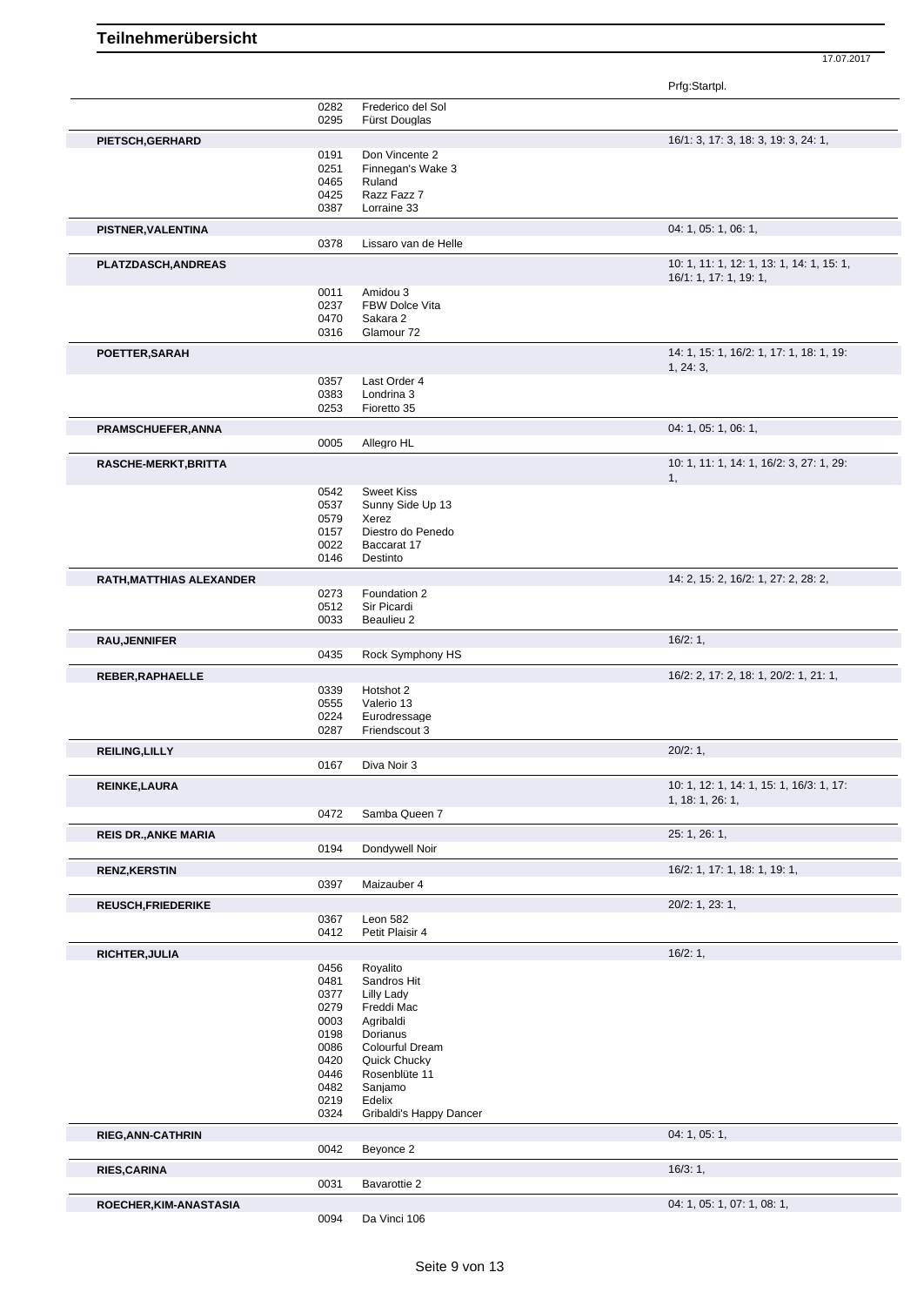# Teilnehmerübersicht

17.07.2017

| Teilnehmer | Nr. | Pferd | Prfg:Startpl. |
|---|---|---|---|
| | 0282 | Frederico del Sol | |
| | 0295 | Fürst Douglas | |
| **PIETSCH,GERHARD** | | | 16/1: 3, 17: 3, 18: 3, 19: 3, 24: 1, |
| | 0191 | Don Vincente 2 | |
| | 0251 | Finnegan's Wake 3 | |
| | 0465 | Ruland | |
| | 0425 | Razz Fazz 7 | |
| | 0387 | Lorraine 33 | |
| **PISTNER,VALENTINA** | | | 04: 1, 05: 1, 06: 1, |
| | 0378 | Lissaro van de Helle | |
| **PLATZDASCH,ANDREAS** | | | 10: 1, 11: 1, 12: 1, 13: 1, 14: 1, 15: 1, 16/1: 1, 17: 1, 19: 1, |
| | 0011 | Amidou 3 | |
| | 0237 | FBW Dolce Vita | |
| | 0470 | Sakara 2 | |
| | 0316 | Glamour 72 | |
| **POETTER,SARAH** | | | 14: 1, 15: 1, 16/2: 1, 17: 1, 18: 1, 19: 1, 24: 3, |
| | 0357 | Last Order 4 | |
| | 0383 | Londrina 3 | |
| | 0253 | Fioretto 35 | |
| **PRAMSCHUEFER,ANNA** | | | 04: 1, 05: 1, 06: 1, |
| | 0005 | Allegro HL | |
| **RASCHE-MERKT,BRITTA** | | | 10: 1, 11: 1, 14: 1, 16/2: 3, 27: 1, 29: 1, |
| | 0542 | Sweet Kiss | |
| | 0537 | Sunny Side Up 13 | |
| | 0579 | Xerez | |
| | 0157 | Diestro do Penedo | |
| | 0022 | Baccarat 17 | |
| | 0146 | Destinto | |
| **RATH,MATTHIAS ALEXANDER** | | | 14: 2, 15: 2, 16/2: 1, 27: 2, 28: 2, |
| | 0273 | Foundation 2 | |
| | 0512 | Sir Picardi | |
| | 0033 | Beaulieu 2 | |
| **RAU,JENNIFER** | | | 16/2: 1, |
| | 0435 | Rock Symphony HS | |
| **REBER,RAPHAELLE** | | | 16/2: 2, 17: 2, 18: 1, 20/2: 1, 21: 1, |
| | 0339 | Hotshot 2 | |
| | 0555 | Valerio 13 | |
| | 0224 | Eurodressage | |
| | 0287 | Friendscout 3 | |
| **REILING,LILLY** | | | 20/2: 1, |
| | 0167 | Diva Noir 3 | |
| **REINKE,LAURA** | | | 10: 1, 12: 1, 14: 1, 15: 1, 16/3: 1, 17: 1, 18: 1, 26: 1, |
| | 0472 | Samba Queen 7 | |
| **REIS DR.,ANKE MARIA** | | | 25: 1, 26: 1, |
| | 0194 | Dondywell Noir | |
| **RENZ,KERSTIN** | | | 16/2: 1, 17: 1, 18: 1, 19: 1, |
| | 0397 | Maizauber 4 | |
| **REUSCH,FRIEDERIKE** | | | 20/2: 1, 23: 1, |
| | 0367 | Leon 582 | |
| | 0412 | Petit Plaisir 4 | |
| **RICHTER,JULIA** | | | 16/2: 1, |
| | 0456 | Royalito | |
| | 0481 | Sandros Hit | |
| | 0377 | Lilly Lady | |
| | 0279 | Freddi Mac | |
| | 0003 | Agribaldi | |
| | 0198 | Dorianus | |
| | 0086 | Colourful Dream | |
| | 0420 | Quick Chucky | |
| | 0446 | Rosenblüte 11 | |
| | 0482 | Sanjamo | |
| | 0219 | Edelix | |
| | 0324 | Gribaldi's Happy Dancer | |
| **RIEG,ANN-CATHRIN** | | | 04: 1, 05: 1, |
| | 0042 | Beyonce 2 | |
| **RIES,CARINA** | | | 16/3: 1, |
| | 0031 | Bavarottie 2 | |
| **ROECHER,KIM-ANASTASIA** | | | 04: 1, 05: 1, 07: 1, 08: 1, |
| | 0094 | Da Vinci 106 | |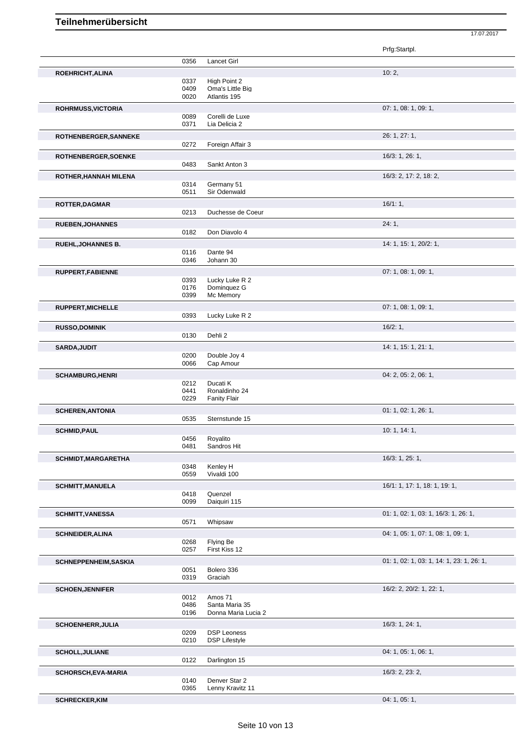# Teilnehmerübersicht

17.07.2017

| Name | Nr. | Pferd | Prfg:Startpl. |
|---|---|---|---|
| | 0356 | Lancet Girl | |
| **ROEHRICHT,ALINA** | | | 10: 2, |
| | 0337 | High Point 2 | |
| | 0409 | Oma's Little Big | |
| | 0020 | Atlantis 195 | |
| **ROHRMUSS,VICTORIA** | | | 07: 1, 08: 1, 09: 1, |
| | 0089 | Corelli de Luxe | |
| | 0371 | Lia Delicia 2 | |
| **ROTHENBERGER,SANNEKE** | | | 26: 1, 27: 1, |
| | 0272 | Foreign Affair 3 | |
| **ROTHENBERGER,SOENKE** | | | 16/3: 1, 26: 1, |
| | 0483 | Sankt Anton 3 | |
| **ROTHER,HANNAH MILENA** | | | 16/3: 2, 17: 2, 18: 2, |
| | 0314 | Germany 51 | |
| | 0511 | Sir Odenwald | |
| **ROTTER,DAGMAR** | | | 16/1: 1, |
| | 0213 | Duchesse de Coeur | |
| **RUEBEN,JOHANNES** | | | 24: 1, |
| | 0182 | Don Diavolo 4 | |
| **RUEHL,JOHANNES B.** | | | 14: 1, 15: 1, 20/2: 1, |
| | 0116 | Dante 94 | |
| | 0346 | Johann 30 | |
| **RUPPERT,FABIENNE** | | | 07: 1, 08: 1, 09: 1, |
| | 0393 | Lucky Luke R 2 | |
| | 0176 | Dominquez G | |
| | 0399 | Mc Memory | |
| **RUPPERT,MICHELLE** | | | 07: 1, 08: 1, 09: 1, |
| | 0393 | Lucky Luke R 2 | |
| **RUSSO,DOMINIK** | | | 16/2: 1, |
| | 0130 | Dehli 2 | |
| **SARDA,JUDIT** | | | 14: 1, 15: 1, 21: 1, |
| | 0200 | Double Joy 4 | |
| | 0066 | Cap Amour | |
| **SCHAMBURG,HENRI** | | | 04: 2, 05: 2, 06: 1, |
| | 0212 | Ducati K | |
| | 0441 | Ronaldinho 24 | |
| | 0229 | Fanity Flair | |
| **SCHEREN,ANTONIA** | | | 01: 1, 02: 1, 26: 1, |
| | 0535 | Sternstunde 15 | |
| **SCHMID,PAUL** | | | 10: 1, 14: 1, |
| | 0456 | Royalito | |
| | 0481 | Sandros Hit | |
| **SCHMIDT,MARGARETHA** | | | 16/3: 1, 25: 1, |
| | 0348 | Kenley H | |
| | 0559 | Vivaldi 100 | |
| **SCHMITT,MANUELA** | | | 16/1: 1, 17: 1, 18: 1, 19: 1, |
| | 0418 | Quenzel | |
| | 0099 | Daiquiri 115 | |
| **SCHMITT,VANESSA** | | | 01: 1, 02: 1, 03: 1, 16/3: 1, 26: 1, |
| | 0571 | Whipsaw | |
| **SCHNEIDER,ALINA** | | | 04: 1, 05: 1, 07: 1, 08: 1, 09: 1, |
| | 0268 | Flying Be | |
| | 0257 | First Kiss 12 | |
| **SCHNEPPENHEIM,SASKIA** | | | 01: 1, 02: 1, 03: 1, 14: 1, 23: 1, 26: 1, |
| | 0051 | Bolero 336 | |
| | 0319 | Graciah | |
| **SCHOEN,JENNIFER** | | | 16/2: 2, 20/2: 1, 22: 1, |
| | 0012 | Amos 71 | |
| | 0486 | Santa Maria 35 | |
| | 0196 | Donna Maria Lucia 2 | |
| **SCHOENHERR,JULIA** | | | 16/3: 1, 24: 1, |
| | 0209 | DSP Leoness | |
| | 0210 | DSP Lifestyle | |
| **SCHOLL,JULIANE** | | | 04: 1, 05: 1, 06: 1, |
| | 0122 | Darlington 15 | |
| **SCHORSCH,EVA-MARIA** | | | 16/3: 2, 23: 2, |
| | 0140 | Denver Star 2 | |
| | 0365 | Lenny Kravitz 11 | |
| **SCHRECKER,KIM** | | | 04: 1, 05: 1, |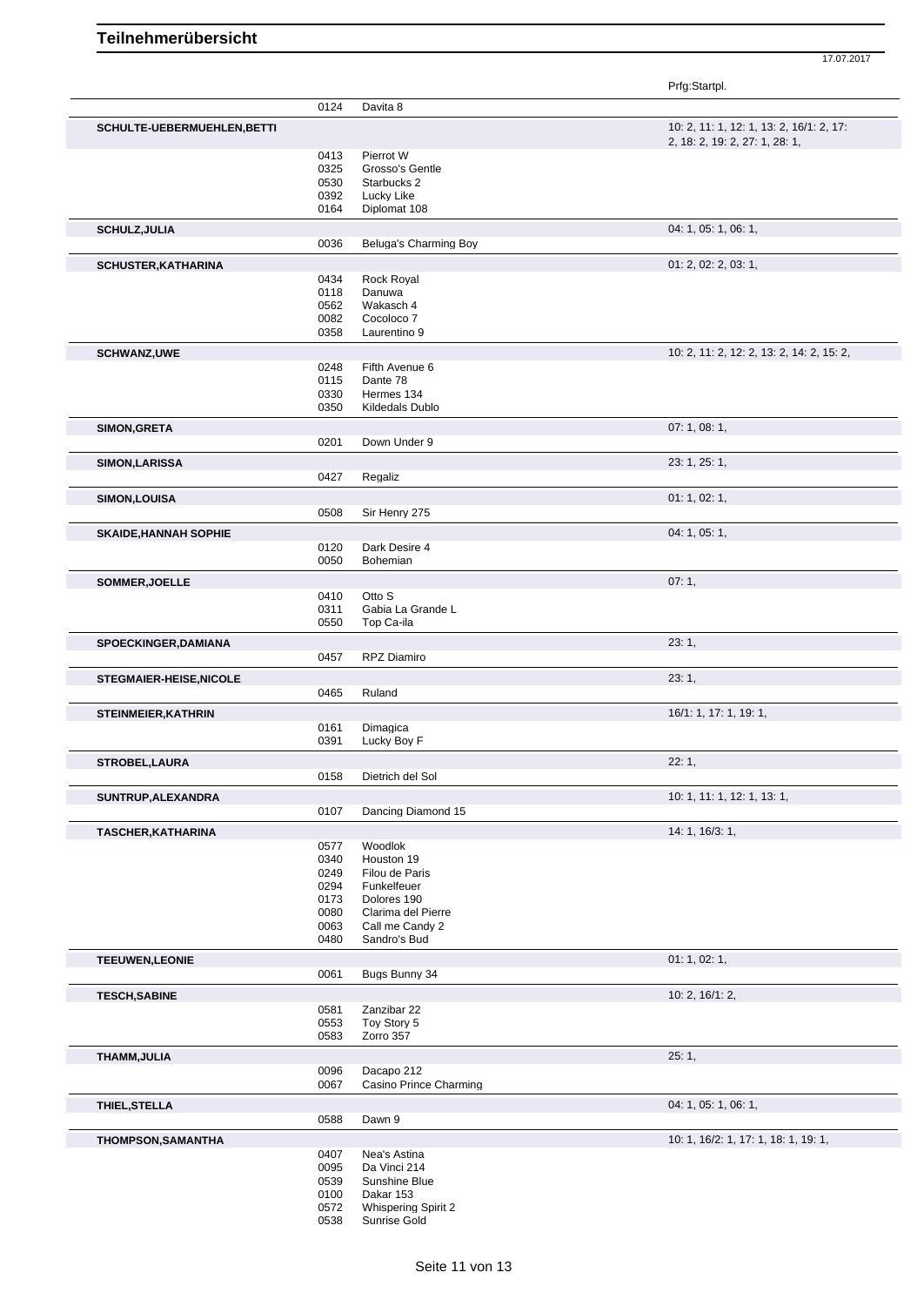# Teilnehmerübersicht

17.07.2017

| Teilnehmer | Nr. | Pferd | Prfg:Startpl. |
|---|---|---|---|
| | 0124 | Davita 8 | |
| **SCHULTE-UEBERMUEHLEN,BETTI** | | | 10: 2, 11: 1, 12: 1, 13: 2, 16/1: 2, 17: 2, 18: 2, 19: 2, 27: 1, 28: 1, |
| | 0413 | Pierrot W | |
| | 0325 | Grosso's Gentle | |
| | 0530 | Starbucks 2 | |
| | 0392 | Lucky Like | |
| | 0164 | Diplomat 108 | |
| **SCHULZ,JULIA** | | | 04: 1, 05: 1, 06: 1, |
| | 0036 | Beluga's Charming Boy | |
| **SCHUSTER,KATHARINA** | | | 01: 2, 02: 2, 03: 1, |
| | 0434 | Rock Royal | |
| | 0118 | Danuwa | |
| | 0562 | Wakasch 4 | |
| | 0082 | Cocoloco 7 | |
| | 0358 | Laurentino 9 | |
| **SCHWANZ,UWE** | | | 10: 2, 11: 2, 12: 2, 13: 2, 14: 2, 15: 2, |
| | 0248 | Fifth Avenue 6 | |
| | 0115 | Dante 78 | |
| | 0330 | Hermes 134 | |
| | 0350 | Kildedals Dublo | |
| **SIMON,GRETA** | | | 07: 1, 08: 1, |
| | 0201 | Down Under 9 | |
| **SIMON,LARISSA** | | | 23: 1, 25: 1, |
| | 0427 | Regaliz | |
| **SIMON,LOUISA** | | | 01: 1, 02: 1, |
| | 0508 | Sir Henry 275 | |
| **SKAIDE,HANNAH SOPHIE** | | | 04: 1, 05: 1, |
| | 0120 | Dark Desire 4 | |
| | 0050 | Bohemian | |
| **SOMMER,JOELLE** | | | 07: 1, |
| | 0410 | Otto S | |
| | 0311 | Gabia La Grande L | |
| | 0550 | Top Ca-ila | |
| **SPOECKINGER,DAMIANA** | | | 23: 1, |
| | 0457 | RPZ Diamiro | |
| **STEGMAIER-HEISE,NICOLE** | | | 23: 1, |
| | 0465 | Ruland | |
| **STEINMEIER,KATHRIN** | | | 16/1: 1, 17: 1, 19: 1, |
| | 0161 | Dimagica | |
| | 0391 | Lucky Boy F | |
| **STROBEL,LAURA** | | | 22: 1, |
| | 0158 | Dietrich del Sol | |
| **SUNTRUP,ALEXANDRA** | | | 10: 1, 11: 1, 12: 1, 13: 1, |
| | 0107 | Dancing Diamond 15 | |
| **TASCHER,KATHARINA** | | | 14: 1, 16/3: 1, |
| | 0577 | Woodlok | |
| | 0340 | Houston 19 | |
| | 0249 | Filou de Paris | |
| | 0294 | Funkelfeuer | |
| | 0173 | Dolores 190 | |
| | 0080 | Clarima del Pierre | |
| | 0063 | Call me Candy 2 | |
| | 0480 | Sandro's Bud | |
| **TEEUWEN,LEONIE** | | | 01: 1, 02: 1, |
| | 0061 | Bugs Bunny 34 | |
| **TESCH,SABINE** | | | 10: 2, 16/1: 2, |
| | 0581 | Zanzibar 22 | |
| | 0553 | Toy Story 5 | |
| | 0583 | Zorro 357 | |
| **THAMM,JULIA** | | | 25: 1, |
| | 0096 | Dacapo 212 | |
| | 0067 | Casino Prince Charming | |
| **THIEL,STELLA** | | | 04: 1, 05: 1, 06: 1, |
| | 0588 | Dawn 9 | |
| **THOMPSON,SAMANTHA** | | | 10: 1, 16/2: 1, 17: 1, 18: 1, 19: 1, |
| | 0407 | Nea's Astina | |
| | 0095 | Da Vinci 214 | |
| | 0539 | Sunshine Blue | |
| | 0100 | Dakar 153 | |
| | 0572 | Whispering Spirit 2 | |
| | 0538 | Sunrise Gold | |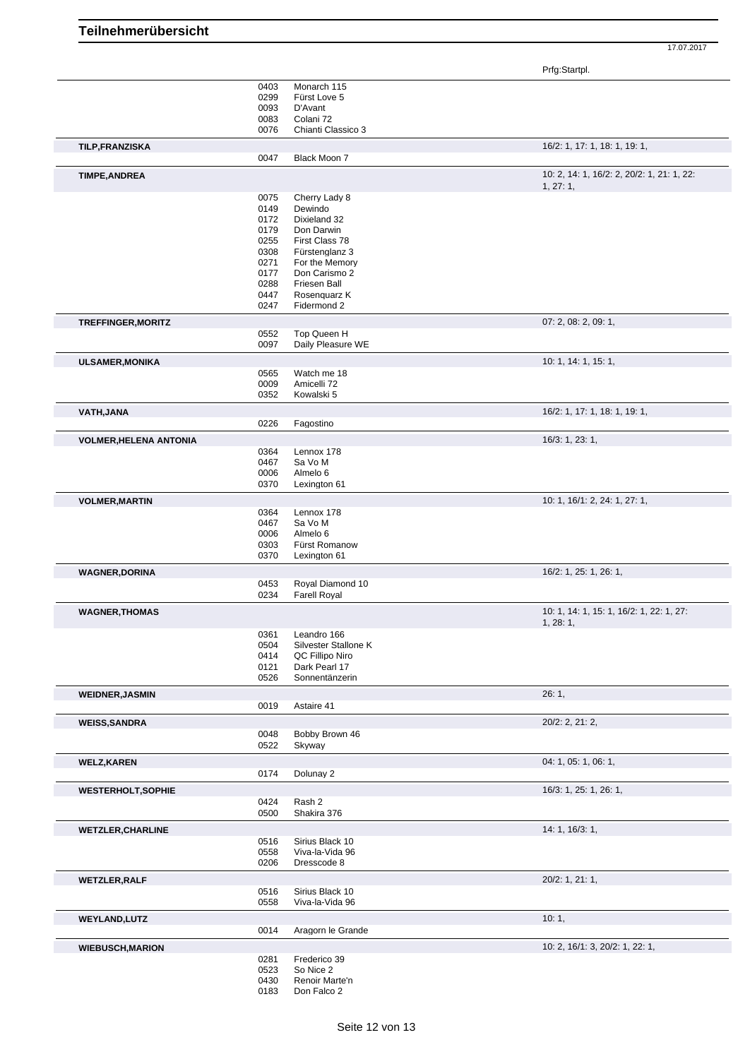# Teilnehmerübersicht

17.07.2017

| Teilnehmer | Nr. | Pferd | Prfg:Startpl. |
|---|---|---|---|
| | 0403 | Monarch 115 | |
| | 0299 | Fürst Love 5 | |
| | 0093 | D'Avant | |
| | 0083 | Colani 72 | |
| | 0076 | Chianti Classico 3 | |
| **TILP,FRANZISKA** | | | 16/2: 1, 17: 1, 18: 1, 19: 1, |
| | 0047 | Black Moon 7 | |
| **TIMPE,ANDREA** | | | 10: 2, 14: 1, 16/2: 2, 20/2: 1, 21: 1, 22: 1, 27: 1, |
| | 0075 | Cherry Lady 8 | |
| | 0149 | Dewindo | |
| | 0172 | Dixieland 32 | |
| | 0179 | Don Darwin | |
| | 0255 | First Class 78 | |
| | 0308 | Fürstenglanz 3 | |
| | 0271 | For the Memory | |
| | 0177 | Don Carismo 2 | |
| | 0288 | Friesen Ball | |
| | 0447 | Rosenquarz K | |
| | 0247 | Fidermond 2 | |
| **TREFFINGER,MORITZ** | | | 07: 2, 08: 2, 09: 1, |
| | 0552 | Top Queen H | |
| | 0097 | Daily Pleasure WE | |
| **ULSAMER,MONIKA** | | | 10: 1, 14: 1, 15: 1, |
| | 0565 | Watch me 18 | |
| | 0009 | Amicelli 72 | |
| | 0352 | Kowalski 5 | |
| **VATH,JANA** | | | 16/2: 1, 17: 1, 18: 1, 19: 1, |
| | 0226 | Fagostino | |
| **VOLMER,HELENA ANTONIA** | | | 16/3: 1, 23: 1, |
| | 0364 | Lennox 178 | |
| | 0467 | Sa Vo M | |
| | 0006 | Almelo 6 | |
| | 0370 | Lexington 61 | |
| **VOLMER,MARTIN** | | | 10: 1, 16/1: 2, 24: 1, 27: 1, |
| | 0364 | Lennox 178 | |
| | 0467 | Sa Vo M | |
| | 0006 | Almelo 6 | |
| | 0303 | Fürst Romanow | |
| | 0370 | Lexington 61 | |
| **WAGNER,DORINA** | | | 16/2: 1, 25: 1, 26: 1, |
| | 0453 | Royal Diamond 10 | |
| | 0234 | Farell Royal | |
| **WAGNER,THOMAS** | | | 10: 1, 14: 1, 15: 1, 16/2: 1, 22: 1, 27: 1, 28: 1, |
| | 0361 | Leandro 166 | |
| | 0504 | Silvester Stallone K | |
| | 0414 | QC Fillipo Niro | |
| | 0121 | Dark Pearl 17 | |
| | 0526 | Sonnentänzerin | |
| **WEIDNER,JASMIN** | | | 26: 1, |
| | 0019 | Astaire 41 | |
| **WEISS,SANDRA** | | | 20/2: 2, 21: 2, |
| | 0048 | Bobby Brown 46 | |
| | 0522 | Skyway | |
| **WELZ,KAREN** | | | 04: 1, 05: 1, 06: 1, |
| | 0174 | Dolunay 2 | |
| **WESTERHOLT,SOPHIE** | | | 16/3: 1, 25: 1, 26: 1, |
| | 0424 | Rash 2 | |
| | 0500 | Shakira 376 | |
| **WETZLER,CHARLINE** | | | 14: 1, 16/3: 1, |
| | 0516 | Sirius Black 10 | |
| | 0558 | Viva-la-Vida 96 | |
| | 0206 | Dresscode 8 | |
| **WETZLER,RALF** | | | 20/2: 1, 21: 1, |
| | 0516 | Sirius Black 10 | |
| | 0558 | Viva-la-Vida 96 | |
| **WEYLAND,LUTZ** | | | 10: 1, |
| | 0014 | Aragorn le Grande | |
| **WIEBUSCH,MARION** | | | 10: 2, 16/1: 3, 20/2: 1, 22: 1, |
| | 0281 | Frederico 39 | |
| | 0523 | So Nice 2 | |
| | 0430 | Renoir Marte'n | |
| | 0183 | Don Falco 2 | |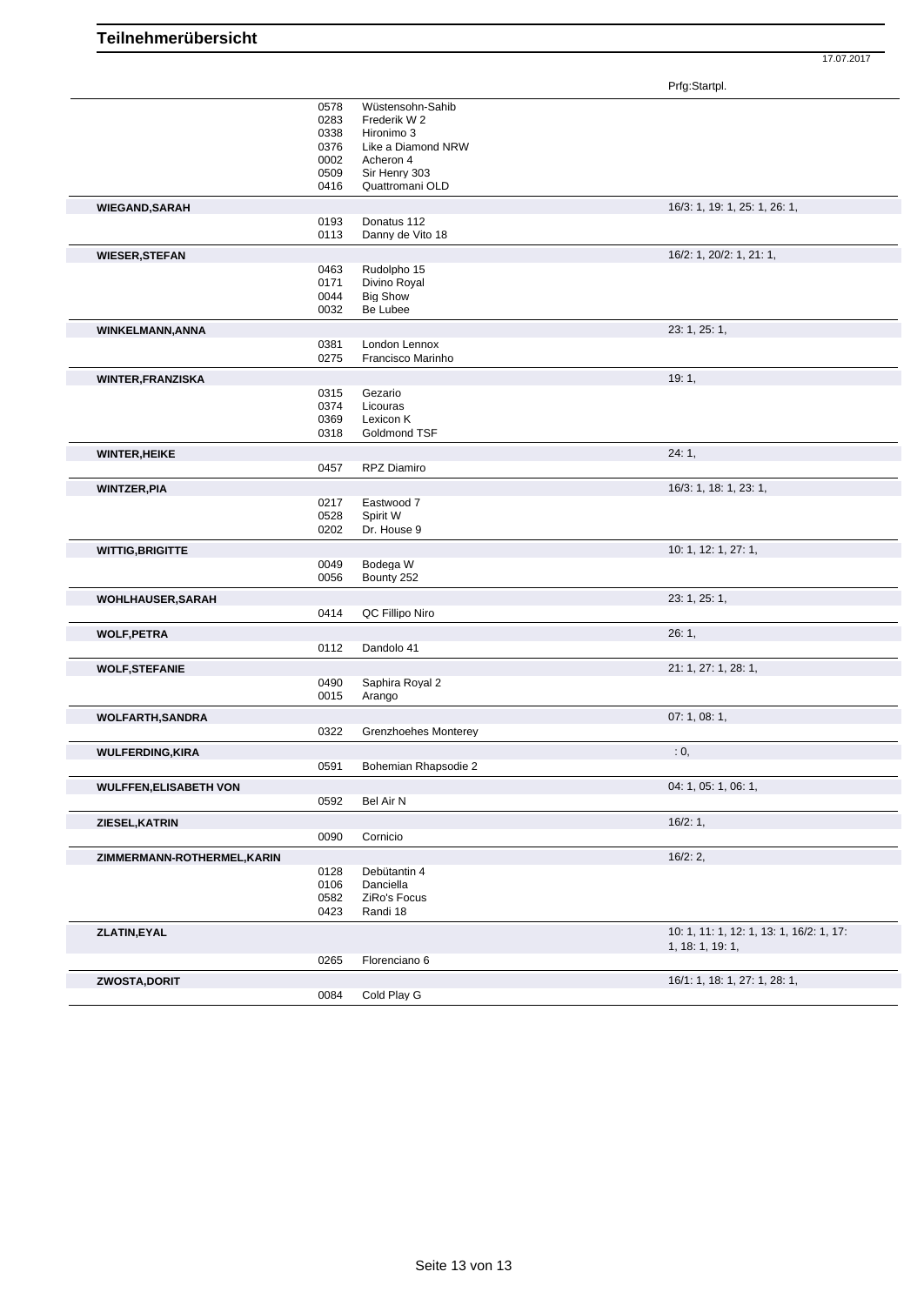# Teilnehmerübersicht

17.07.2017

| | | | Prfg:Startpl. |
|---|---|---|---|
| | 0578 | Wüstensohn-Sahib | |
| | 0283 | Frederik W 2 | |
| | 0338 | Hironimo 3 | |
| | 0376 | Like a Diamond NRW | |
| | 0002 | Acheron 4 | |
| | 0509 | Sir Henry 303 | |
| | 0416 | Quattromani OLD | |
| **WIEGAND,SARAH** | | | 16/3: 1, 19: 1, 25: 1, 26: 1, |
| | 0193 | Donatus 112 | |
| | 0113 | Danny de Vito 18 | |
| **WIESER,STEFAN** | | | 16/2: 1, 20/2: 1, 21: 1, |
| | 0463 | Rudolpho 15 | |
| | 0171 | Divino Royal | |
| | 0044 | Big Show | |
| | 0032 | Be Lubee | |
| **WINKELMANN,ANNA** | | | 23: 1, 25: 1, |
| | 0381 | London Lennox | |
| | 0275 | Francisco Marinho | |
| **WINTER,FRANZISKA** | | | 19: 1, |
| | 0315 | Gezario | |
| | 0374 | Licouras | |
| | 0369 | Lexicon K | |
| | 0318 | Goldmond TSF | |
| **WINTER,HEIKE** | | | 24: 1, |
| | 0457 | RPZ Diamiro | |
| **WINTZER,PIA** | | | 16/3: 1, 18: 1, 23: 1, |
| | 0217 | Eastwood 7 | |
| | 0528 | Spirit W | |
| | 0202 | Dr. House 9 | |
| **WITTIG,BRIGITTE** | | | 10: 1, 12: 1, 27: 1, |
| | 0049 | Bodega W | |
| | 0056 | Bounty 252 | |
| **WOHLHAUSER,SARAH** | | | 23: 1, 25: 1, |
| | 0414 | QC Fillipo Niro | |
| **WOLF,PETRA** | | | 26: 1, |
| | 0112 | Dandolo 41 | |
| **WOLF,STEFANIE** | | | 21: 1, 27: 1, 28: 1, |
| | 0490 | Saphira Royal 2 | |
| | 0015 | Arango | |
| **WOLFARTH,SANDRA** | | | 07: 1, 08: 1, |
| | 0322 | Grenzhoehes Monterey | |
| **WULFERDING,KIRA** | | | : 0, |
| | 0591 | Bohemian Rhapsodie 2 | |
| **WULFFEN,ELISABETH VON** | | | 04: 1, 05: 1, 06: 1, |
| | 0592 | Bel Air N | |
| **ZIESEL,KATRIN** | | | 16/2: 1, |
| | 0090 | Cornicio | |
| **ZIMMERMANN-ROTHERMEL,KARIN** | | | 16/2: 2, |
| | 0128 | Debütantin 4 | |
| | 0106 | Danciella | |
| | 0582 | ZiRo's Focus | |
| | 0423 | Randi 18 | |
| **ZLATIN,EYAL** | | | 10: 1, 11: 1, 12: 1, 13: 1, 16/2: 1, 17: 1, 18: 1, 19: 1, |
| | 0265 | Florenciano 6 | |
| **ZWOSTA,DORIT** | | | 16/1: 1, 18: 1, 27: 1, 28: 1, |
| | 0084 | Cold Play G | |